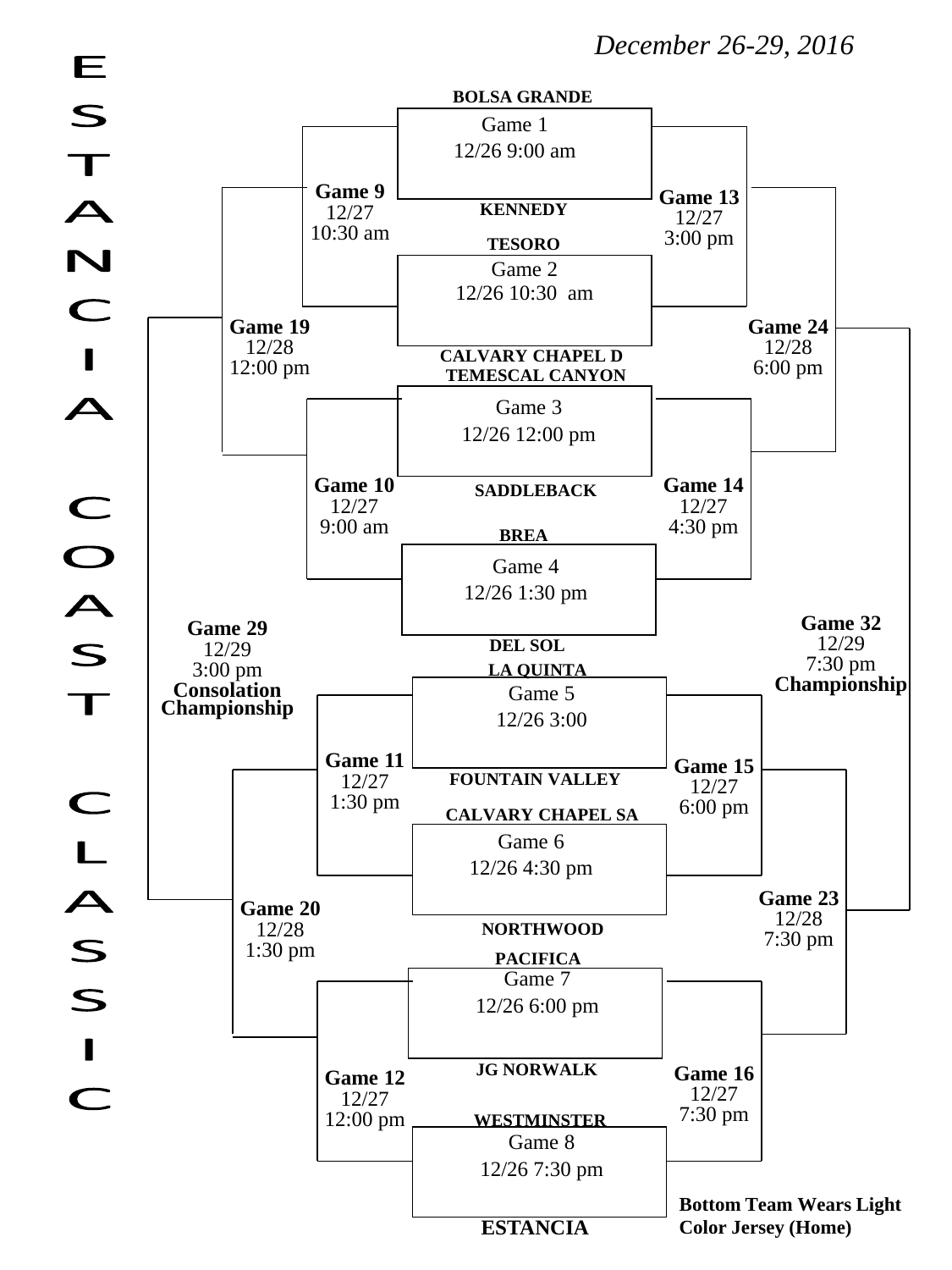# ESTANCIA COAST CLASSIC

*December 26-29, 2016*

**BOLSA GRANDE**
Game 1
12/26 9:00 am
**KENNEDY**

**TESORO**
Game 2
12/26 10:30 am
**CALVARY CHAPEL D**

**TEMESCAL CANYON**
Game 3
12/26 12:00 pm
**SADDLEBACK**

**BREA**
Game 4
12/26 1:30 pm
**DEL SOL**

**LA QUINTA**
Game 5
12/26 3:00
**FOUNTAIN VALLEY**

**CALVARY CHAPEL SA**
Game 6
12/26 4:30 pm
**NORTHWOOD**

**PACIFICA**
Game 7
12/26 6:00 pm
**JG NORWALK**

**WESTMINSTER**
Game 8
12/26 7:30 pm
**ESTANCIA**

**Game 9**
12/27
10:30 am

**Game 10**
12/27
9:00 am

**Game 11**
12/27
1:30 pm

**Game 12**
12/27
12:00 pm

**Game 13**
12/27
3:00 pm

**Game 14**
12/27
4:30 pm

**Game 15**
12/27
6:00 pm

**Game 16**
12/27
7:30 pm

**Game 19**
12/28
12:00 pm

**Game 20**
12/28
1:30 pm

**Game 24**
12/28
6:00 pm

**Game 23**
12/28
7:30 pm

**Game 29**
12/29
3:00 pm
**Consolation Championship**

**Game 32**
12/29
7:30 pm
**Championship**

**Bottom Team Wears Light Color Jersey (Home)**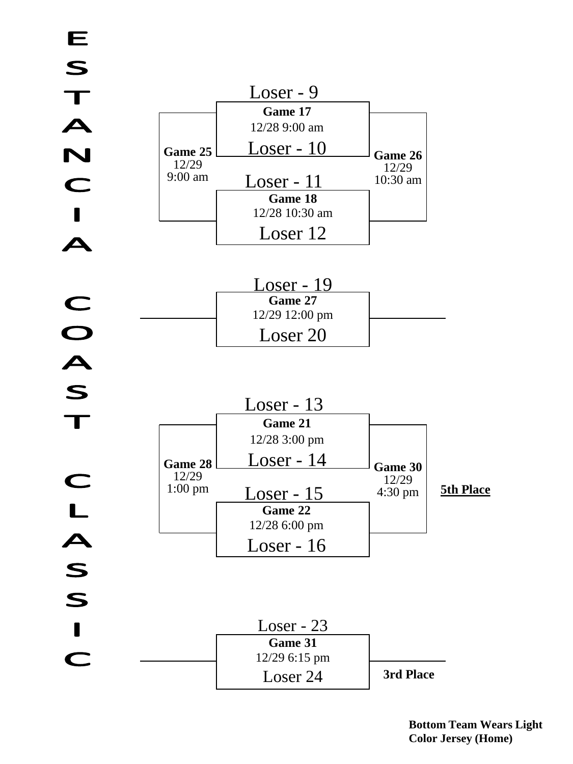# ESTANCIA COAST CLASSIC

Loser - 9

**Game 17**
12/28 9:00 am

Loser - 10

**Game 25**
12/29
9:00 am

**Game 26**
12/29
10:30 am

Loser - 11

**Game 18**
12/28 10:30 am

Loser 12

Loser - 19

**Game 27**
12/29 12:00 pm

Loser 20

Loser - 13

**Game 21**
12/28 3:00 pm

Loser - 14

**Game 28**
12/29
1:00 pm

**Game 30**
12/29
4:30 pm

**5th Place**

Loser - 15

**Game 22**
12/28 6:00 pm

Loser - 16

Loser - 23

**Game 31**
12/29 6:15 pm

Loser 24

**3rd Place**

**Bottom Team Wears Light Color Jersey (Home)**